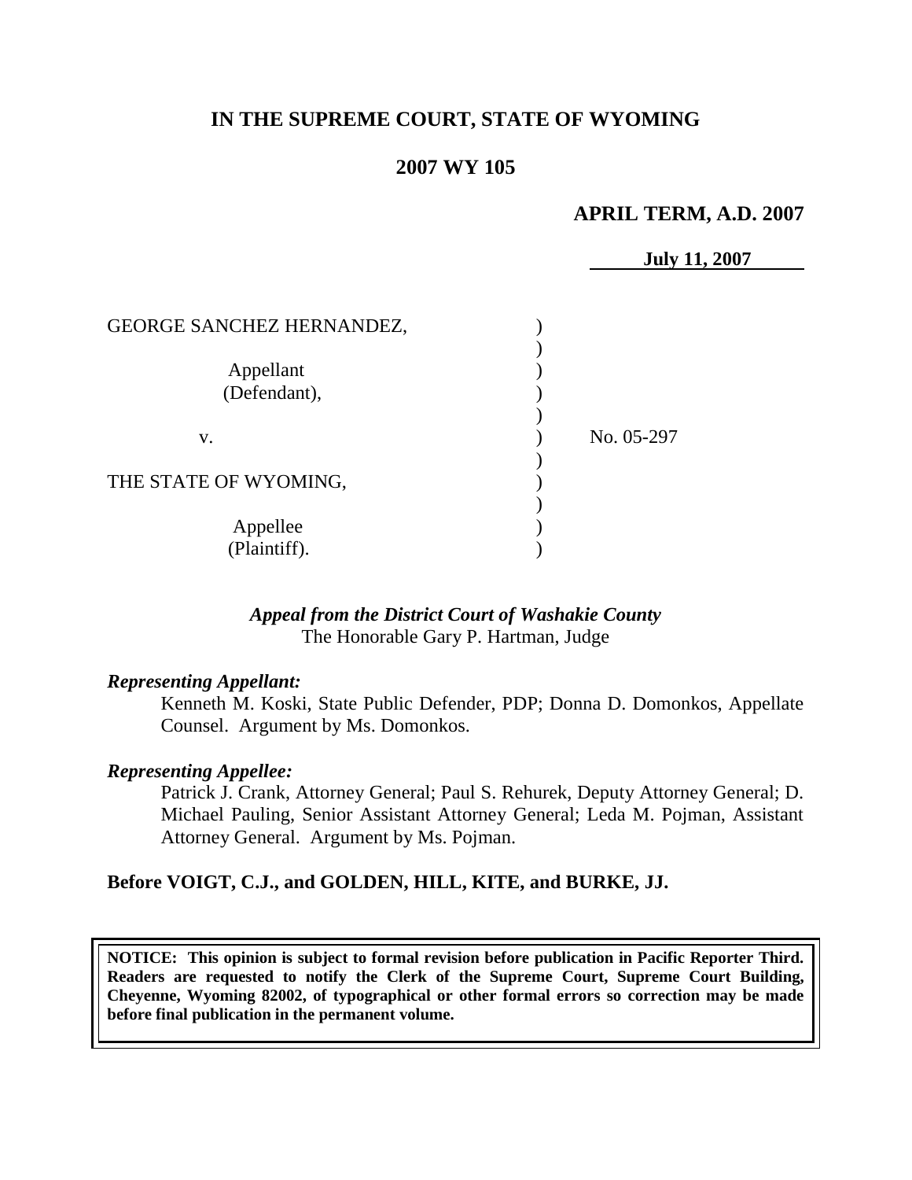**IN THE SUPREME COURT, STATE OF WYOMING**

**2007 WY 105**

**APRIL TERM, A.D. 2007**

**July 11, 2007**

| | | |
|---|---|---|
| GEORGE SANCHEZ HERNANDEZ, Appellant (Defendant), | ) | |
| v. | ) | No. 05-297 |
| THE STATE OF WYOMING, Appellee (Plaintiff). | ) | |

***Appeal from the District Court of Washakie County***
The Honorable Gary P. Hartman, Judge

***Representing Appellant:***

Kenneth M. Koski, State Public Defender, PDP; Donna D. Domonkos, Appellate Counsel. Argument by Ms. Domonkos.

***Representing Appellee:***

Patrick J. Crank, Attorney General; Paul S. Rehurek, Deputy Attorney General; D. Michael Pauling, Senior Assistant Attorney General; Leda M. Pojman, Assistant Attorney General. Argument by Ms. Pojman.

**Before VOIGT, C.J., and GOLDEN, HILL, KITE, and BURKE, JJ.**

**NOTICE: This opinion is subject to formal revision before publication in Pacific Reporter Third. Readers are requested to notify the Clerk of the Supreme Court, Supreme Court Building, Cheyenne, Wyoming 82002, of typographical or other formal errors so correction may be made before final publication in the permanent volume.**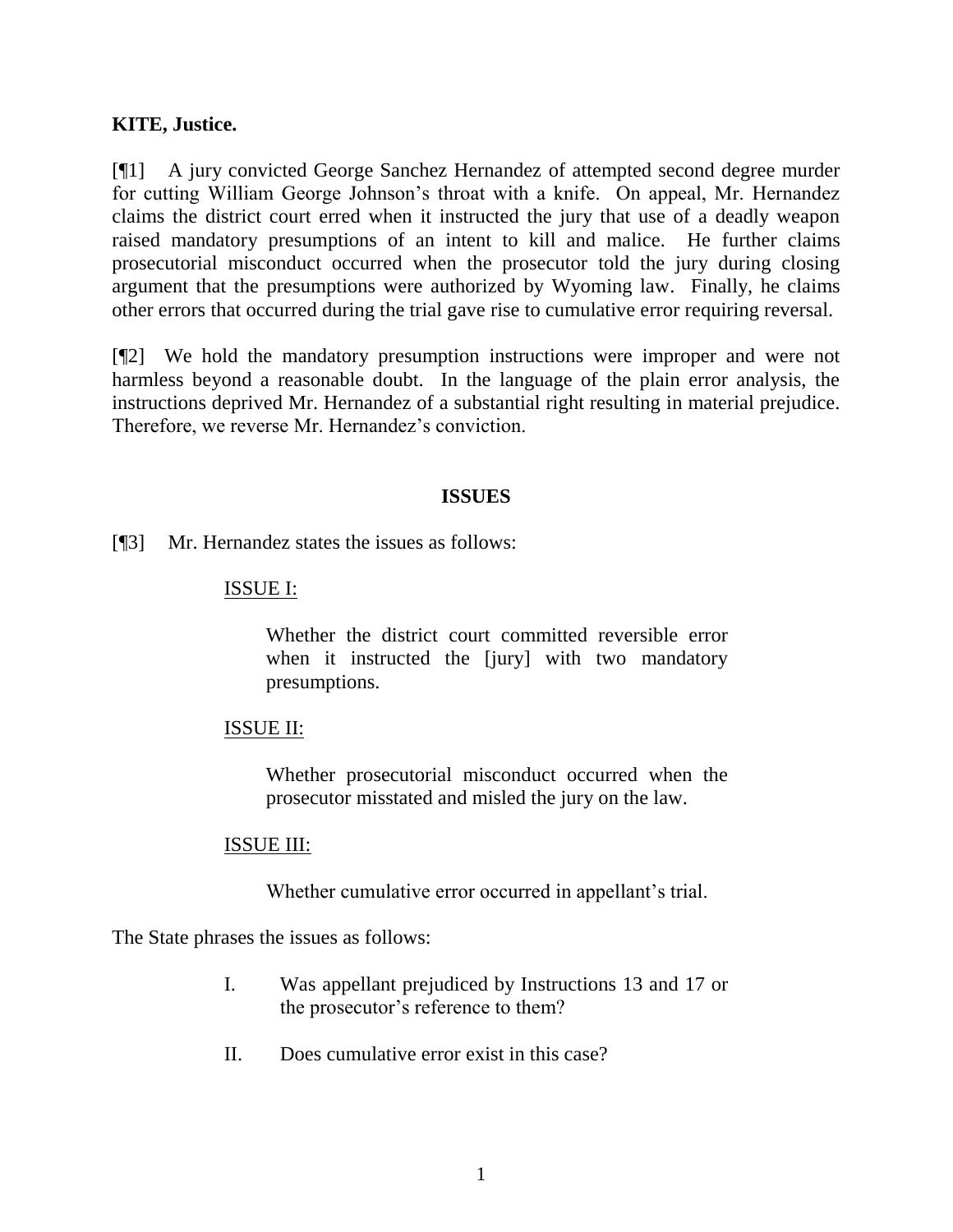**KITE, Justice.**

[¶1] A jury convicted George Sanchez Hernandez of attempted second degree murder for cutting William George Johnson's throat with a knife. On appeal, Mr. Hernandez claims the district court erred when it instructed the jury that use of a deadly weapon raised mandatory presumptions of an intent to kill and malice. He further claims prosecutorial misconduct occurred when the prosecutor told the jury during closing argument that the presumptions were authorized by Wyoming law. Finally, he claims other errors that occurred during the trial gave rise to cumulative error requiring reversal.

[¶2] We hold the mandatory presumption instructions were improper and were not harmless beyond a reasonable doubt. In the language of the plain error analysis, the instructions deprived Mr. Hernandez of a substantial right resulting in material prejudice. Therefore, we reverse Mr. Hernandez's conviction.

## ISSUES

[¶3] Mr. Hernandez states the issues as follows:

<u>ISSUE I:</u>

> Whether the district court committed reversible error when it instructed the [jury] with two mandatory presumptions.

<u>ISSUE II:</u>

> Whether prosecutorial misconduct occurred when the prosecutor misstated and misled the jury on the law.

<u>ISSUE III:</u>

> Whether cumulative error occurred in appellant's trial.

The State phrases the issues as follows:

> I. Was appellant prejudiced by Instructions 13 and 17 or the prosecutor's reference to them?
>
> II. Does cumulative error exist in this case?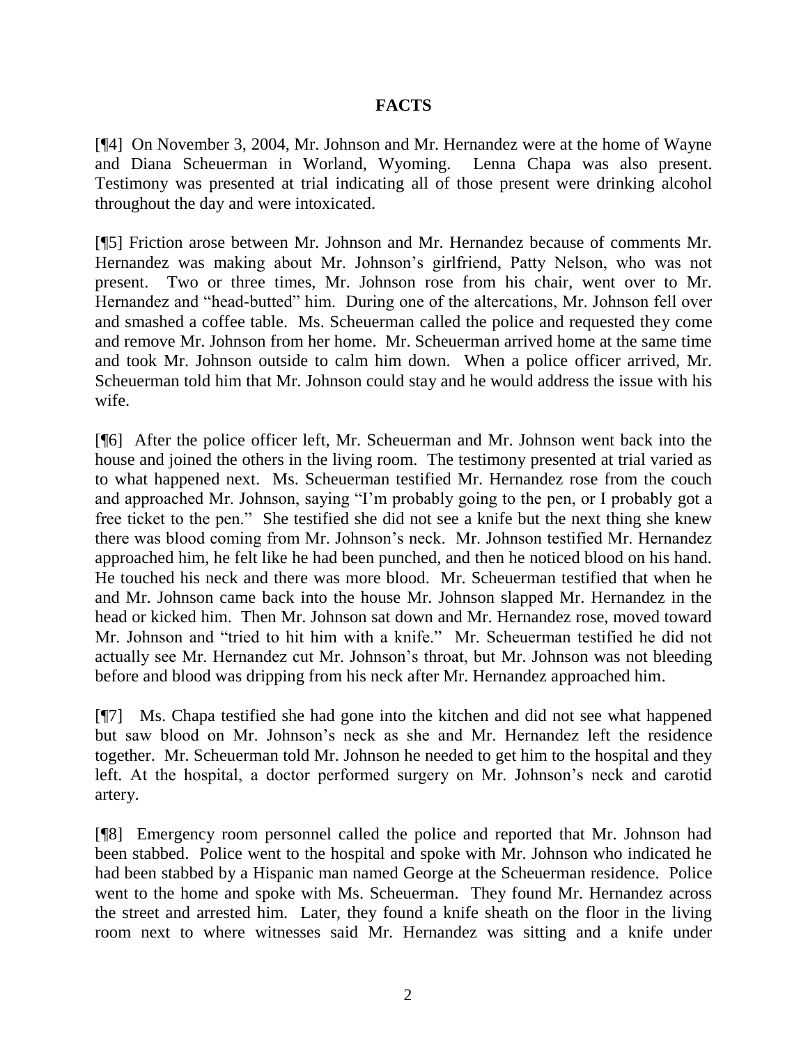## FACTS

[¶4] On November 3, 2004, Mr. Johnson and Mr. Hernandez were at the home of Wayne and Diana Scheuerman in Worland, Wyoming. Lenna Chapa was also present. Testimony was presented at trial indicating all of those present were drinking alcohol throughout the day and were intoxicated.

[¶5] Friction arose between Mr. Johnson and Mr. Hernandez because of comments Mr. Hernandez was making about Mr. Johnson's girlfriend, Patty Nelson, who was not present. Two or three times, Mr. Johnson rose from his chair, went over to Mr. Hernandez and "head-butted" him. During one of the altercations, Mr. Johnson fell over and smashed a coffee table. Ms. Scheuerman called the police and requested they come and remove Mr. Johnson from her home. Mr. Scheuerman arrived home at the same time and took Mr. Johnson outside to calm him down. When a police officer arrived, Mr. Scheuerman told him that Mr. Johnson could stay and he would address the issue with his wife.

[¶6] After the police officer left, Mr. Scheuerman and Mr. Johnson went back into the house and joined the others in the living room. The testimony presented at trial varied as to what happened next. Ms. Scheuerman testified Mr. Hernandez rose from the couch and approached Mr. Johnson, saying "I'm probably going to the pen, or I probably got a free ticket to the pen." She testified she did not see a knife but the next thing she knew there was blood coming from Mr. Johnson's neck. Mr. Johnson testified Mr. Hernandez approached him, he felt like he had been punched, and then he noticed blood on his hand. He touched his neck and there was more blood. Mr. Scheuerman testified that when he and Mr. Johnson came back into the house Mr. Johnson slapped Mr. Hernandez in the head or kicked him. Then Mr. Johnson sat down and Mr. Hernandez rose, moved toward Mr. Johnson and "tried to hit him with a knife." Mr. Scheuerman testified he did not actually see Mr. Hernandez cut Mr. Johnson's throat, but Mr. Johnson was not bleeding before and blood was dripping from his neck after Mr. Hernandez approached him.

[¶7] Ms. Chapa testified she had gone into the kitchen and did not see what happened but saw blood on Mr. Johnson's neck as she and Mr. Hernandez left the residence together. Mr. Scheuerman told Mr. Johnson he needed to get him to the hospital and they left. At the hospital, a doctor performed surgery on Mr. Johnson's neck and carotid artery.

[¶8] Emergency room personnel called the police and reported that Mr. Johnson had been stabbed. Police went to the hospital and spoke with Mr. Johnson who indicated he had been stabbed by a Hispanic man named George at the Scheuerman residence. Police went to the home and spoke with Ms. Scheuerman. They found Mr. Hernandez across the street and arrested him. Later, they found a knife sheath on the floor in the living room next to where witnesses said Mr. Hernandez was sitting and a knife under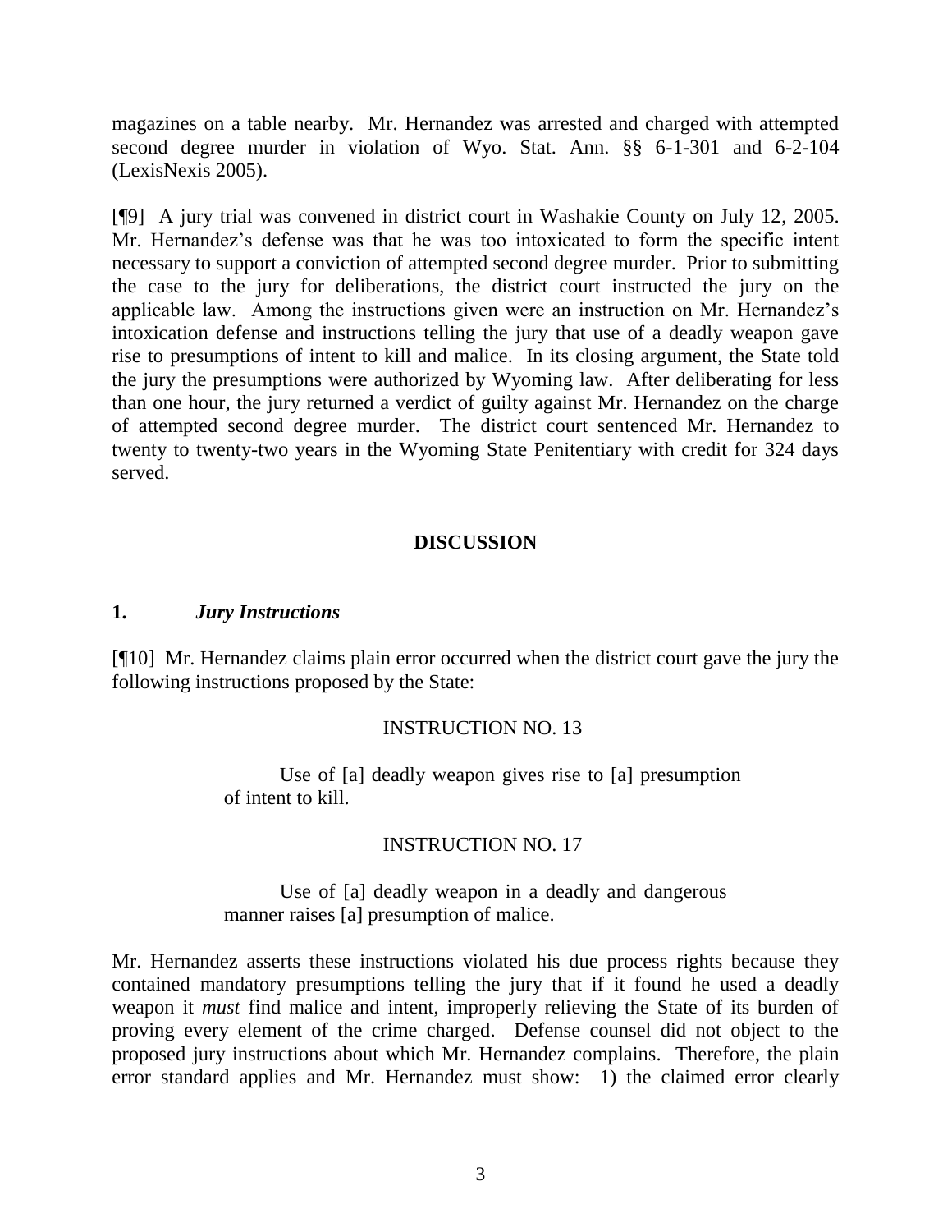magazines on a table nearby. Mr. Hernandez was arrested and charged with attempted second degree murder in violation of Wyo. Stat. Ann. §§ 6-1-301 and 6-2-104 (LexisNexis 2005).

[¶9] A jury trial was convened in district court in Washakie County on July 12, 2005. Mr. Hernandez's defense was that he was too intoxicated to form the specific intent necessary to support a conviction of attempted second degree murder. Prior to submitting the case to the jury for deliberations, the district court instructed the jury on the applicable law. Among the instructions given were an instruction on Mr. Hernandez's intoxication defense and instructions telling the jury that use of a deadly weapon gave rise to presumptions of intent to kill and malice. In its closing argument, the State told the jury the presumptions were authorized by Wyoming law. After deliberating for less than one hour, the jury returned a verdict of guilty against Mr. Hernandez on the charge of attempted second degree murder. The district court sentenced Mr. Hernandez to twenty to twenty-two years in the Wyoming State Penitentiary with credit for 324 days served.

## DISCUSSION

### 1. *Jury Instructions*

[¶10] Mr. Hernandez claims plain error occurred when the district court gave the jury the following instructions proposed by the State:

INSTRUCTION NO. 13

> Use of [a] deadly weapon gives rise to [a] presumption of intent to kill.

INSTRUCTION NO. 17

> Use of [a] deadly weapon in a deadly and dangerous manner raises [a] presumption of malice.

Mr. Hernandez asserts these instructions violated his due process rights because they contained mandatory presumptions telling the jury that if it found he used a deadly weapon it *must* find malice and intent, improperly relieving the State of its burden of proving every element of the crime charged. Defense counsel did not object to the proposed jury instructions about which Mr. Hernandez complains. Therefore, the plain error standard applies and Mr. Hernandez must show: 1) the claimed error clearly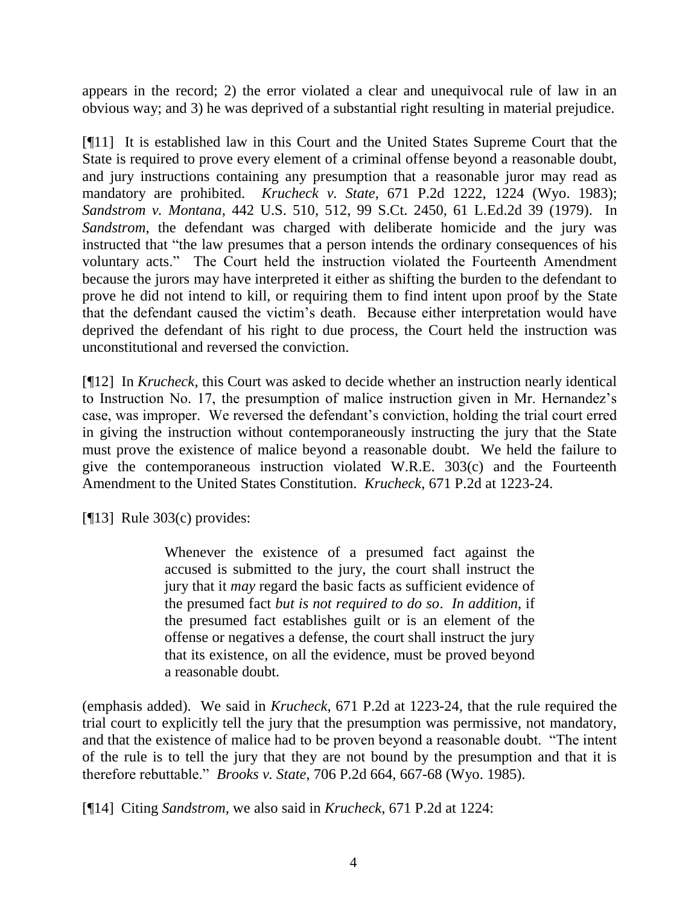appears in the record; 2) the error violated a clear and unequivocal rule of law in an obvious way; and 3) he was deprived of a substantial right resulting in material prejudice.

[¶11] It is established law in this Court and the United States Supreme Court that the State is required to prove every element of a criminal offense beyond a reasonable doubt, and jury instructions containing any presumption that a reasonable juror may read as mandatory are prohibited. *Krucheck v. State*, 671 P.2d 1222, 1224 (Wyo. 1983); *Sandstrom v. Montana*, 442 U.S. 510, 512, 99 S.Ct. 2450, 61 L.Ed.2d 39 (1979). In *Sandstrom*, the defendant was charged with deliberate homicide and the jury was instructed that "the law presumes that a person intends the ordinary consequences of his voluntary acts." The Court held the instruction violated the Fourteenth Amendment because the jurors may have interpreted it either as shifting the burden to the defendant to prove he did not intend to kill, or requiring them to find intent upon proof by the State that the defendant caused the victim's death. Because either interpretation would have deprived the defendant of his right to due process, the Court held the instruction was unconstitutional and reversed the conviction.

[¶12] In *Krucheck*, this Court was asked to decide whether an instruction nearly identical to Instruction No. 17, the presumption of malice instruction given in Mr. Hernandez's case, was improper. We reversed the defendant's conviction, holding the trial court erred in giving the instruction without contemporaneously instructing the jury that the State must prove the existence of malice beyond a reasonable doubt. We held the failure to give the contemporaneous instruction violated W.R.E. 303(c) and the Fourteenth Amendment to the United States Constitution. *Krucheck*, 671 P.2d at 1223-24.

[¶13] Rule 303(c) provides:

> Whenever the existence of a presumed fact against the accused is submitted to the jury, the court shall instruct the jury that it *may* regard the basic facts as sufficient evidence of the presumed fact *but is not required to do so*. *In addition*, if the presumed fact establishes guilt or is an element of the offense or negatives a defense, the court shall instruct the jury that its existence, on all the evidence, must be proved beyond a reasonable doubt.

(emphasis added). We said in *Krucheck*, 671 P.2d at 1223-24, that the rule required the trial court to explicitly tell the jury that the presumption was permissive, not mandatory, and that the existence of malice had to be proven beyond a reasonable doubt. "The intent of the rule is to tell the jury that they are not bound by the presumption and that it is therefore rebuttable." *Brooks v. State*, 706 P.2d 664, 667-68 (Wyo. 1985).

[¶14] Citing *Sandstrom*, we also said in *Krucheck*, 671 P.2d at 1224: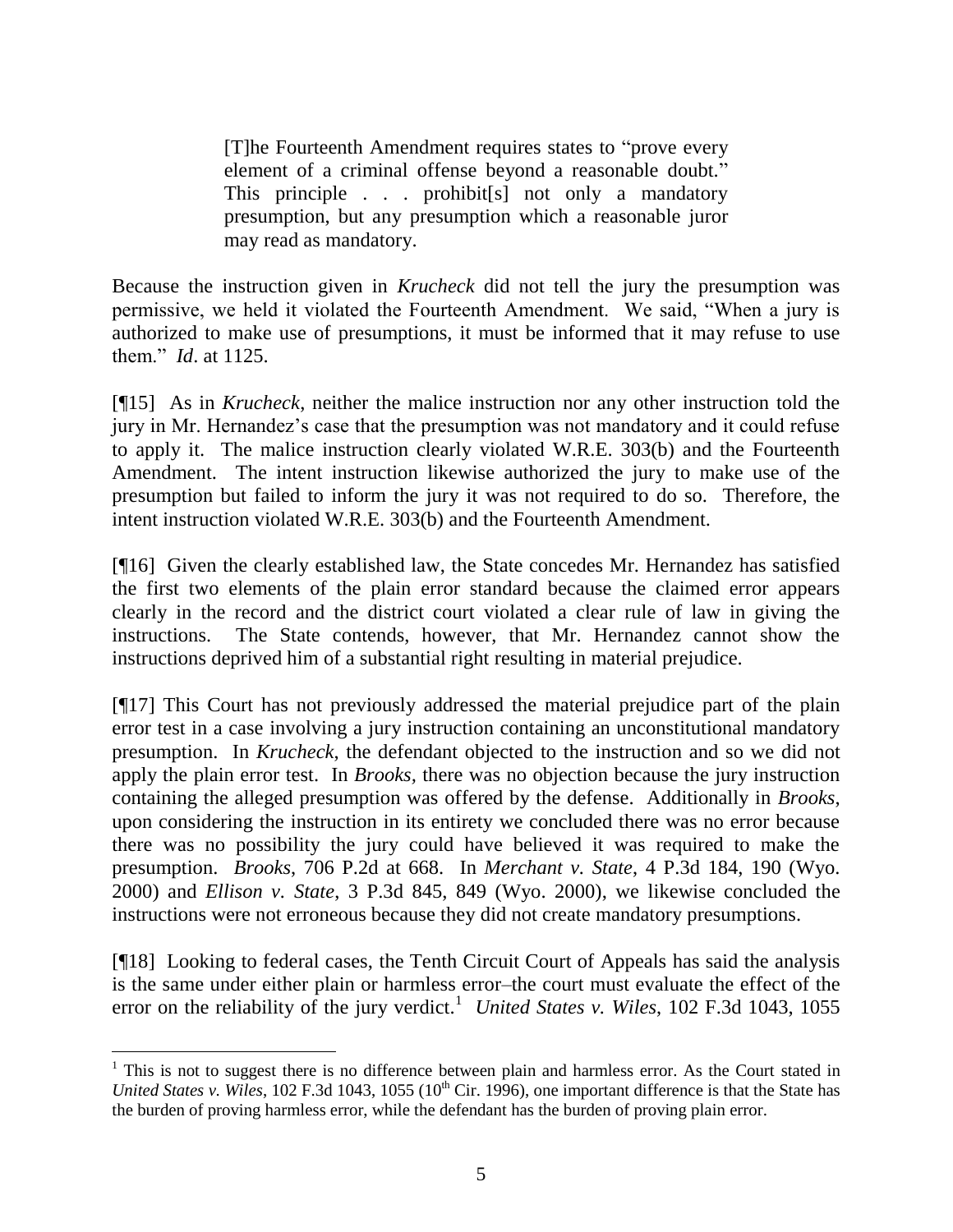> [T]he Fourteenth Amendment requires states to "prove every element of a criminal offense beyond a reasonable doubt." This principle . . . prohibit[s] not only a mandatory presumption, but any presumption which a reasonable juror may read as mandatory.

Because the instruction given in *Krucheck* did not tell the jury the presumption was permissive, we held it violated the Fourteenth Amendment. We said, "When a jury is authorized to make use of presumptions, it must be informed that it may refuse to use them." *Id*. at 1125.

[¶15] As in *Krucheck*, neither the malice instruction nor any other instruction told the jury in Mr. Hernandez's case that the presumption was not mandatory and it could refuse to apply it. The malice instruction clearly violated W.R.E. 303(b) and the Fourteenth Amendment. The intent instruction likewise authorized the jury to make use of the presumption but failed to inform the jury it was not required to do so. Therefore, the intent instruction violated W.R.E. 303(b) and the Fourteenth Amendment.

[¶16] Given the clearly established law, the State concedes Mr. Hernandez has satisfied the first two elements of the plain error standard because the claimed error appears clearly in the record and the district court violated a clear rule of law in giving the instructions. The State contends, however, that Mr. Hernandez cannot show the instructions deprived him of a substantial right resulting in material prejudice.

[¶17] This Court has not previously addressed the material prejudice part of the plain error test in a case involving a jury instruction containing an unconstitutional mandatory presumption. In *Krucheck*, the defendant objected to the instruction and so we did not apply the plain error test. In *Brooks*, there was no objection because the jury instruction containing the alleged presumption was offered by the defense. Additionally in *Brooks*, upon considering the instruction in its entirety we concluded there was no error because there was no possibility the jury could have believed it was required to make the presumption. *Brooks*, 706 P.2d at 668. In *Merchant v. State*, 4 P.3d 184, 190 (Wyo. 2000) and *Ellison v. State*, 3 P.3d 845, 849 (Wyo. 2000), we likewise concluded the instructions were not erroneous because they did not create mandatory presumptions.

[¶18] Looking to federal cases, the Tenth Circuit Court of Appeals has said the analysis is the same under either plain or harmless error–the court must evaluate the effect of the error on the reliability of the jury verdict.[1] *United States v. Wiles*, 102 F.3d 1043, 1055

---

[1] This is not to suggest there is no difference between plain and harmless error. As the Court stated in *United States v. Wiles*, 102 F.3d 1043, 1055 (10th Cir. 1996), one important difference is that the State has the burden of proving harmless error, while the defendant has the burden of proving plain error.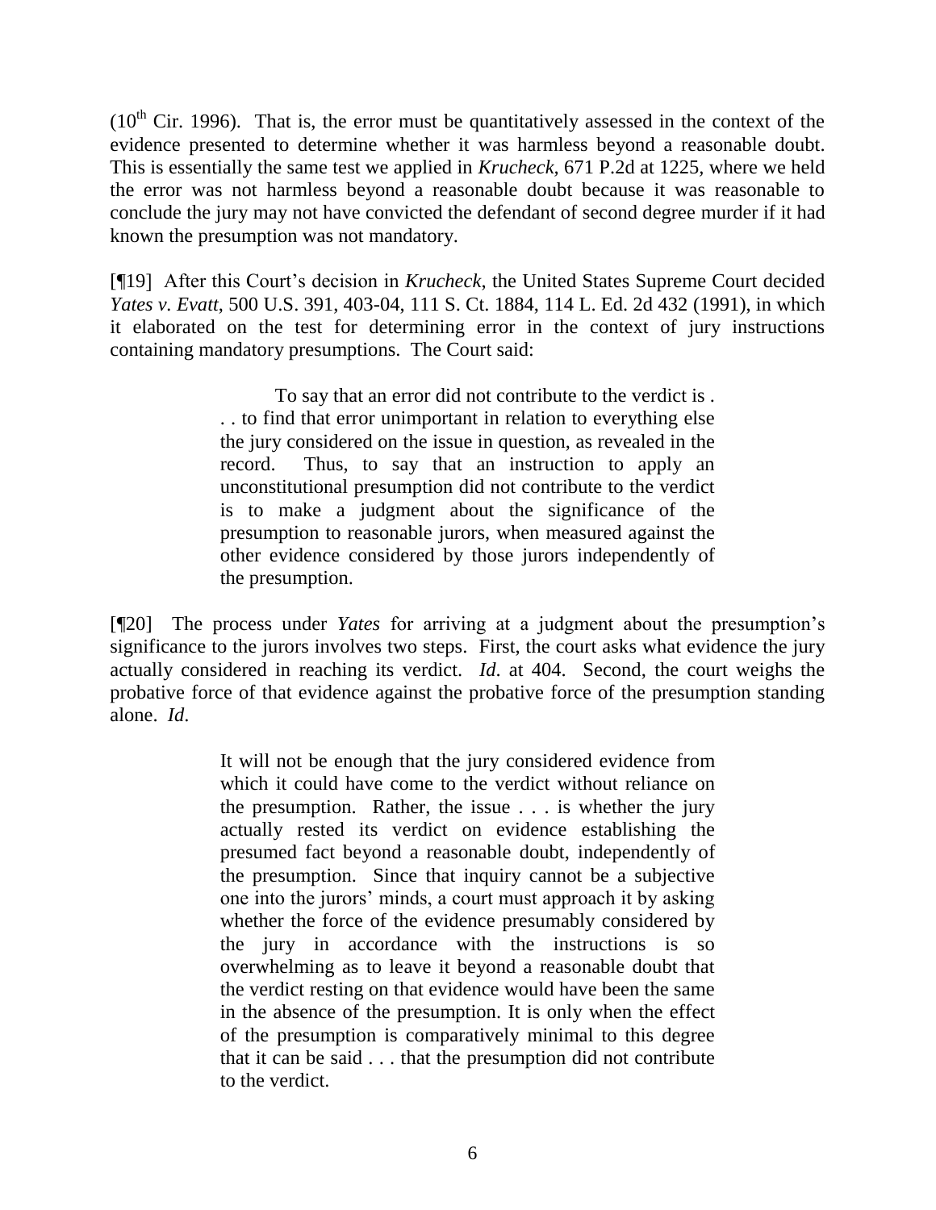($10^{th}$ Cir. 1996). That is, the error must be quantitatively assessed in the context of the evidence presented to determine whether it was harmless beyond a reasonable doubt. This is essentially the same test we applied in *Krucheck*, 671 P.2d at 1225, where we held the error was not harmless beyond a reasonable doubt because it was reasonable to conclude the jury may not have convicted the defendant of second degree murder if it had known the presumption was not mandatory.

[¶19] After this Court's decision in *Krucheck*, the United States Supreme Court decided *Yates v. Evatt*, 500 U.S. 391, 403-04, 111 S. Ct. 1884, 114 L. Ed. 2d 432 (1991), in which it elaborated on the test for determining error in the context of jury instructions containing mandatory presumptions. The Court said:

> To say that an error did not contribute to the verdict is . . . to find that error unimportant in relation to everything else the jury considered on the issue in question, as revealed in the record. Thus, to say that an instruction to apply an unconstitutional presumption did not contribute to the verdict is to make a judgment about the significance of the presumption to reasonable jurors, when measured against the other evidence considered by those jurors independently of the presumption.

[¶20] The process under *Yates* for arriving at a judgment about the presumption's significance to the jurors involves two steps. First, the court asks what evidence the jury actually considered in reaching its verdict. *Id*. at 404. Second, the court weighs the probative force of that evidence against the probative force of the presumption standing alone. *Id*.

> It will not be enough that the jury considered evidence from which it could have come to the verdict without reliance on the presumption. Rather, the issue . . . is whether the jury actually rested its verdict on evidence establishing the presumed fact beyond a reasonable doubt, independently of the presumption. Since that inquiry cannot be a subjective one into the jurors' minds, a court must approach it by asking whether the force of the evidence presumably considered by the jury in accordance with the instructions is so overwhelming as to leave it beyond a reasonable doubt that the verdict resting on that evidence would have been the same in the absence of the presumption. It is only when the effect of the presumption is comparatively minimal to this degree that it can be said . . . that the presumption did not contribute to the verdict.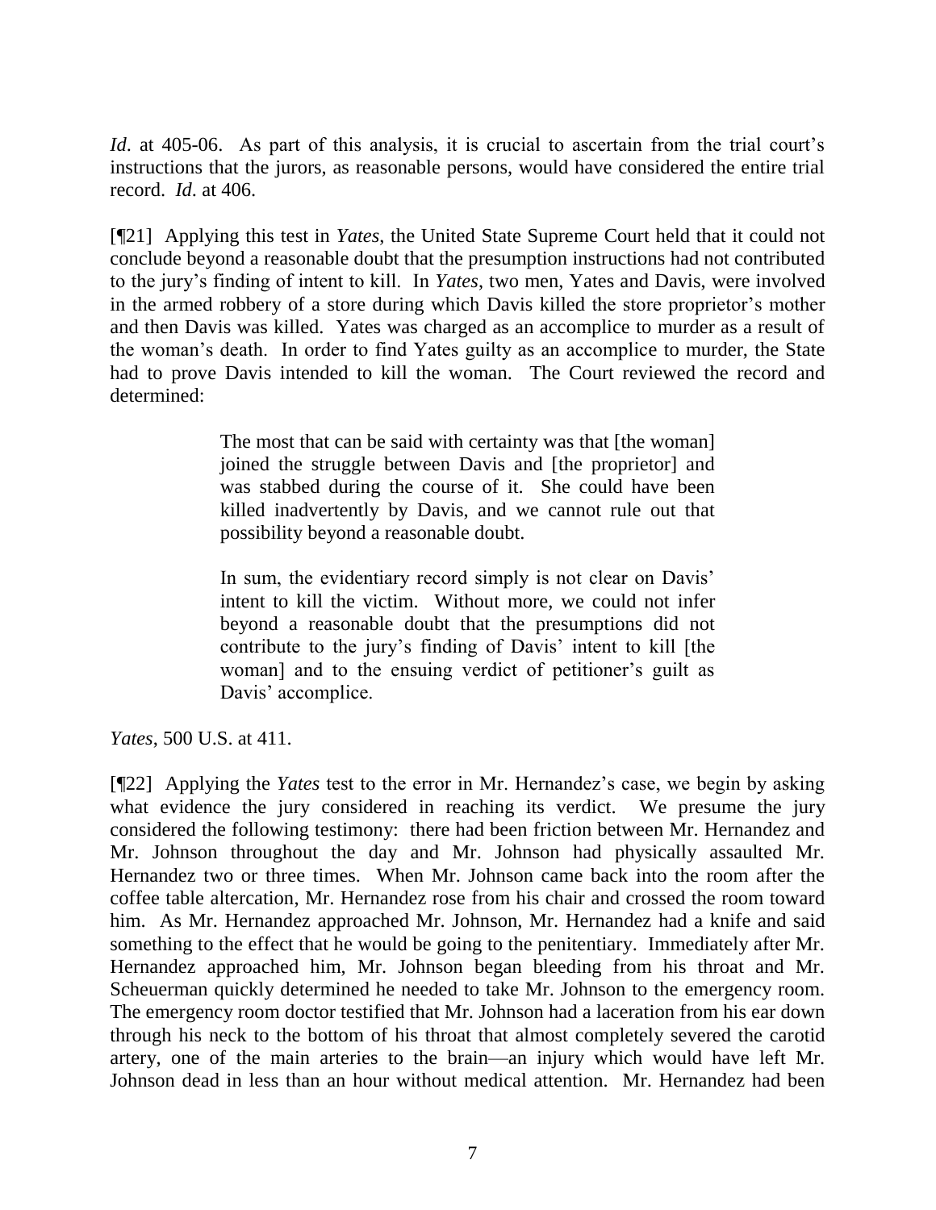*Id*. at 405-06. As part of this analysis, it is crucial to ascertain from the trial court's instructions that the jurors, as reasonable persons, would have considered the entire trial record. *Id*. at 406.

[¶21] Applying this test in *Yates*, the United State Supreme Court held that it could not conclude beyond a reasonable doubt that the presumption instructions had not contributed to the jury's finding of intent to kill. In *Yates*, two men, Yates and Davis, were involved in the armed robbery of a store during which Davis killed the store proprietor's mother and then Davis was killed. Yates was charged as an accomplice to murder as a result of the woman's death. In order to find Yates guilty as an accomplice to murder, the State had to prove Davis intended to kill the woman. The Court reviewed the record and determined:

> The most that can be said with certainty was that [the woman] joined the struggle between Davis and [the proprietor] and was stabbed during the course of it. She could have been killed inadvertently by Davis, and we cannot rule out that possibility beyond a reasonable doubt.
>
> In sum, the evidentiary record simply is not clear on Davis' intent to kill the victim. Without more, we could not infer beyond a reasonable doubt that the presumptions did not contribute to the jury's finding of Davis' intent to kill [the woman] and to the ensuing verdict of petitioner's guilt as Davis' accomplice.

*Yates*, 500 U.S. at 411.

[¶22] Applying the *Yates* test to the error in Mr. Hernandez's case, we begin by asking what evidence the jury considered in reaching its verdict. We presume the jury considered the following testimony: there had been friction between Mr. Hernandez and Mr. Johnson throughout the day and Mr. Johnson had physically assaulted Mr. Hernandez two or three times. When Mr. Johnson came back into the room after the coffee table altercation, Mr. Hernandez rose from his chair and crossed the room toward him. As Mr. Hernandez approached Mr. Johnson, Mr. Hernandez had a knife and said something to the effect that he would be going to the penitentiary. Immediately after Mr. Hernandez approached him, Mr. Johnson began bleeding from his throat and Mr. Scheuerman quickly determined he needed to take Mr. Johnson to the emergency room. The emergency room doctor testified that Mr. Johnson had a laceration from his ear down through his neck to the bottom of his throat that almost completely severed the carotid artery, one of the main arteries to the brain—an injury which would have left Mr. Johnson dead in less than an hour without medical attention. Mr. Hernandez had been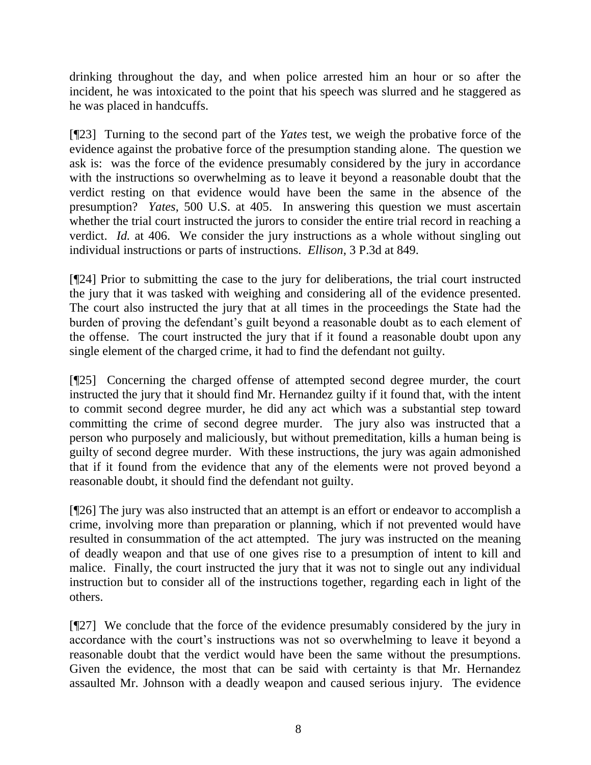drinking throughout the day, and when police arrested him an hour or so after the incident, he was intoxicated to the point that his speech was slurred and he staggered as he was placed in handcuffs.

[¶23] Turning to the second part of the *Yates* test, we weigh the probative force of the evidence against the probative force of the presumption standing alone. The question we ask is: was the force of the evidence presumably considered by the jury in accordance with the instructions so overwhelming as to leave it beyond a reasonable doubt that the verdict resting on that evidence would have been the same in the absence of the presumption? *Yates*, 500 U.S. at 405. In answering this question we must ascertain whether the trial court instructed the jurors to consider the entire trial record in reaching a verdict. *Id.* at 406. We consider the jury instructions as a whole without singling out individual instructions or parts of instructions. *Ellison*, 3 P.3d at 849.

[¶24] Prior to submitting the case to the jury for deliberations, the trial court instructed the jury that it was tasked with weighing and considering all of the evidence presented. The court also instructed the jury that at all times in the proceedings the State had the burden of proving the defendant's guilt beyond a reasonable doubt as to each element of the offense. The court instructed the jury that if it found a reasonable doubt upon any single element of the charged crime, it had to find the defendant not guilty.

[¶25] Concerning the charged offense of attempted second degree murder, the court instructed the jury that it should find Mr. Hernandez guilty if it found that, with the intent to commit second degree murder, he did any act which was a substantial step toward committing the crime of second degree murder. The jury also was instructed that a person who purposely and maliciously, but without premeditation, kills a human being is guilty of second degree murder. With these instructions, the jury was again admonished that if it found from the evidence that any of the elements were not proved beyond a reasonable doubt, it should find the defendant not guilty.

[¶26] The jury was also instructed that an attempt is an effort or endeavor to accomplish a crime, involving more than preparation or planning, which if not prevented would have resulted in consummation of the act attempted. The jury was instructed on the meaning of deadly weapon and that use of one gives rise to a presumption of intent to kill and malice. Finally, the court instructed the jury that it was not to single out any individual instruction but to consider all of the instructions together, regarding each in light of the others.

[¶27] We conclude that the force of the evidence presumably considered by the jury in accordance with the court's instructions was not so overwhelming to leave it beyond a reasonable doubt that the verdict would have been the same without the presumptions. Given the evidence, the most that can be said with certainty is that Mr. Hernandez assaulted Mr. Johnson with a deadly weapon and caused serious injury. The evidence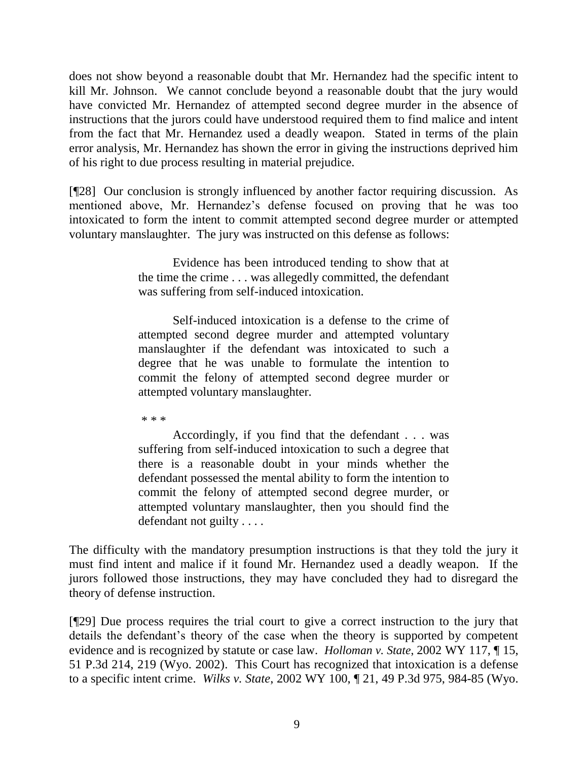does not show beyond a reasonable doubt that Mr. Hernandez had the specific intent to kill Mr. Johnson. We cannot conclude beyond a reasonable doubt that the jury would have convicted Mr. Hernandez of attempted second degree murder in the absence of instructions that the jurors could have understood required them to find malice and intent from the fact that Mr. Hernandez used a deadly weapon. Stated in terms of the plain error analysis, Mr. Hernandez has shown the error in giving the instructions deprived him of his right to due process resulting in material prejudice.

[¶28] Our conclusion is strongly influenced by another factor requiring discussion. As mentioned above, Mr. Hernandez's defense focused on proving that he was too intoxicated to form the intent to commit attempted second degree murder or attempted voluntary manslaughter. The jury was instructed on this defense as follows:

> Evidence has been introduced tending to show that at the time the crime . . . was allegedly committed, the defendant was suffering from self-induced intoxication.
>
> Self-induced intoxication is a defense to the crime of attempted second degree murder and attempted voluntary manslaughter if the defendant was intoxicated to such a degree that he was unable to formulate the intention to commit the felony of attempted second degree murder or attempted voluntary manslaughter.
>
> * * *
>
> Accordingly, if you find that the defendant . . . was suffering from self-induced intoxication to such a degree that there is a reasonable doubt in your minds whether the defendant possessed the mental ability to form the intention to commit the felony of attempted second degree murder, or attempted voluntary manslaughter, then you should find the defendant not guilty . . . .

The difficulty with the mandatory presumption instructions is that they told the jury it must find intent and malice if it found Mr. Hernandez used a deadly weapon. If the jurors followed those instructions, they may have concluded they had to disregard the theory of defense instruction.

[¶29] Due process requires the trial court to give a correct instruction to the jury that details the defendant's theory of the case when the theory is supported by competent evidence and is recognized by statute or case law. *Holloman v. State*, 2002 WY 117, ¶ 15, 51 P.3d 214, 219 (Wyo. 2002). This Court has recognized that intoxication is a defense to a specific intent crime. *Wilks v. State*, 2002 WY 100, ¶ 21, 49 P.3d 975, 984-85 (Wyo.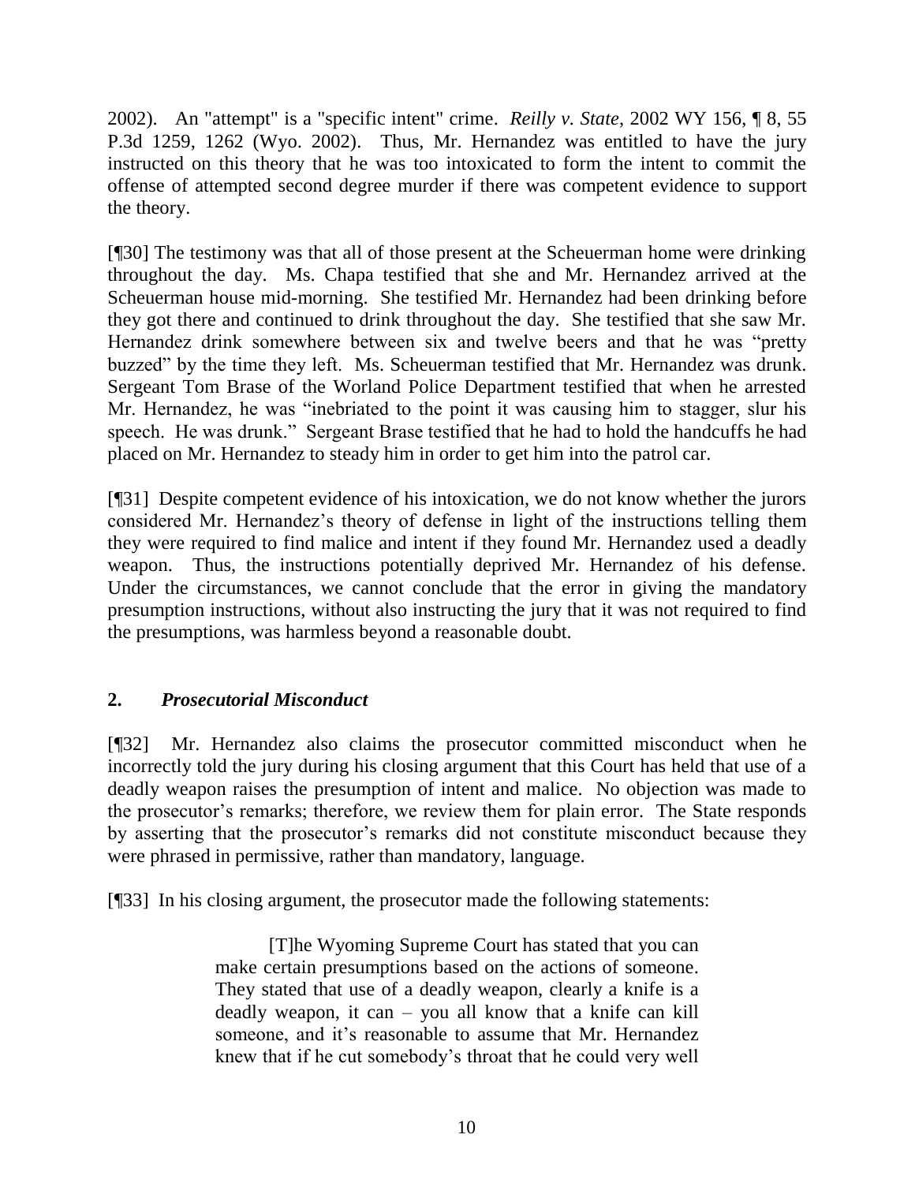2002). An "attempt" is a "specific intent" crime. *Reilly v. State*, 2002 WY 156, ¶ 8, 55 P.3d 1259, 1262 (Wyo. 2002). Thus, Mr. Hernandez was entitled to have the jury instructed on this theory that he was too intoxicated to form the intent to commit the offense of attempted second degree murder if there was competent evidence to support the theory.

[¶30] The testimony was that all of those present at the Scheuerman home were drinking throughout the day. Ms. Chapa testified that she and Mr. Hernandez arrived at the Scheuerman house mid-morning. She testified Mr. Hernandez had been drinking before they got there and continued to drink throughout the day. She testified that she saw Mr. Hernandez drink somewhere between six and twelve beers and that he was "pretty buzzed" by the time they left. Ms. Scheuerman testified that Mr. Hernandez was drunk. Sergeant Tom Brase of the Worland Police Department testified that when he arrested Mr. Hernandez, he was "inebriated to the point it was causing him to stagger, slur his speech. He was drunk." Sergeant Brase testified that he had to hold the handcuffs he had placed on Mr. Hernandez to steady him in order to get him into the patrol car.

[¶31] Despite competent evidence of his intoxication, we do not know whether the jurors considered Mr. Hernandez's theory of defense in light of the instructions telling them they were required to find malice and intent if they found Mr. Hernandez used a deadly weapon. Thus, the instructions potentially deprived Mr. Hernandez of his defense. Under the circumstances, we cannot conclude that the error in giving the mandatory presumption instructions, without also instructing the jury that it was not required to find the presumptions, was harmless beyond a reasonable doubt.

## 2. *Prosecutorial Misconduct*

[¶32] Mr. Hernandez also claims the prosecutor committed misconduct when he incorrectly told the jury during his closing argument that this Court has held that use of a deadly weapon raises the presumption of intent and malice. No objection was made to the prosecutor's remarks; therefore, we review them for plain error. The State responds by asserting that the prosecutor's remarks did not constitute misconduct because they were phrased in permissive, rather than mandatory, language.

[¶33] In his closing argument, the prosecutor made the following statements:

> [T]he Wyoming Supreme Court has stated that you can make certain presumptions based on the actions of someone. They stated that use of a deadly weapon, clearly a knife is a deadly weapon, it can – you all know that a knife can kill someone, and it's reasonable to assume that Mr. Hernandez knew that if he cut somebody's throat that he could very well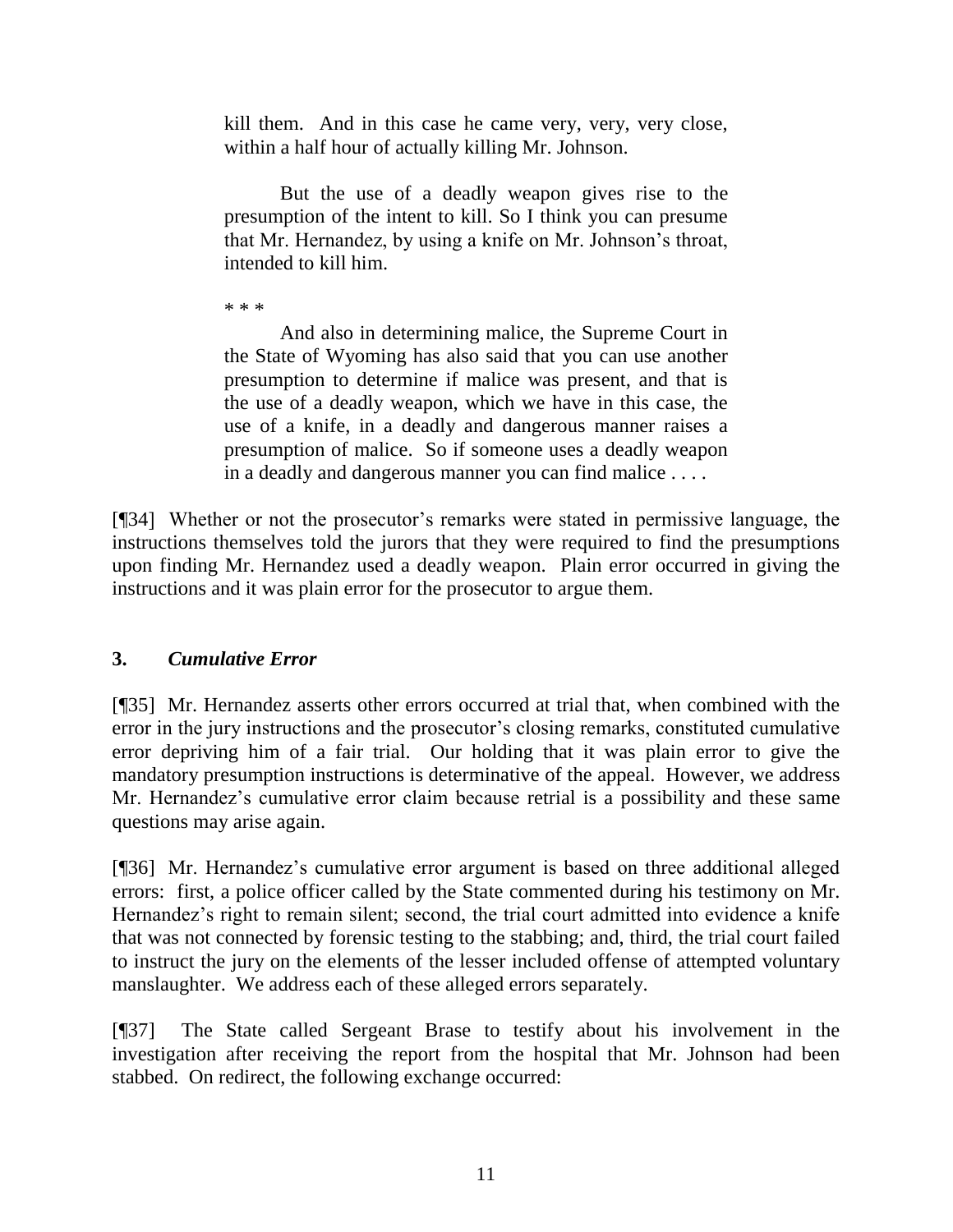> kill them. And in this case he came very, very, very close, within a half hour of actually killing Mr. Johnson.
>
> But the use of a deadly weapon gives rise to the presumption of the intent to kill. So I think you can presume that Mr. Hernandez, by using a knife on Mr. Johnson's throat, intended to kill him.
>
> \* \* \*
>
> And also in determining malice, the Supreme Court in the State of Wyoming has also said that you can use another presumption to determine if malice was present, and that is the use of a deadly weapon, which we have in this case, the use of a knife, in a deadly and dangerous manner raises a presumption of malice. So if someone uses a deadly weapon in a deadly and dangerous manner you can find malice . . . .

[¶34] Whether or not the prosecutor's remarks were stated in permissive language, the instructions themselves told the jurors that they were required to find the presumptions upon finding Mr. Hernandez used a deadly weapon. Plain error occurred in giving the instructions and it was plain error for the prosecutor to argue them.

### 3. *Cumulative Error*

[¶35] Mr. Hernandez asserts other errors occurred at trial that, when combined with the error in the jury instructions and the prosecutor's closing remarks, constituted cumulative error depriving him of a fair trial. Our holding that it was plain error to give the mandatory presumption instructions is determinative of the appeal. However, we address Mr. Hernandez's cumulative error claim because retrial is a possibility and these same questions may arise again.

[¶36] Mr. Hernandez's cumulative error argument is based on three additional alleged errors: first, a police officer called by the State commented during his testimony on Mr. Hernandez's right to remain silent; second, the trial court admitted into evidence a knife that was not connected by forensic testing to the stabbing; and, third, the trial court failed to instruct the jury on the elements of the lesser included offense of attempted voluntary manslaughter. We address each of these alleged errors separately.

[¶37] The State called Sergeant Brase to testify about his involvement in the investigation after receiving the report from the hospital that Mr. Johnson had been stabbed. On redirect, the following exchange occurred: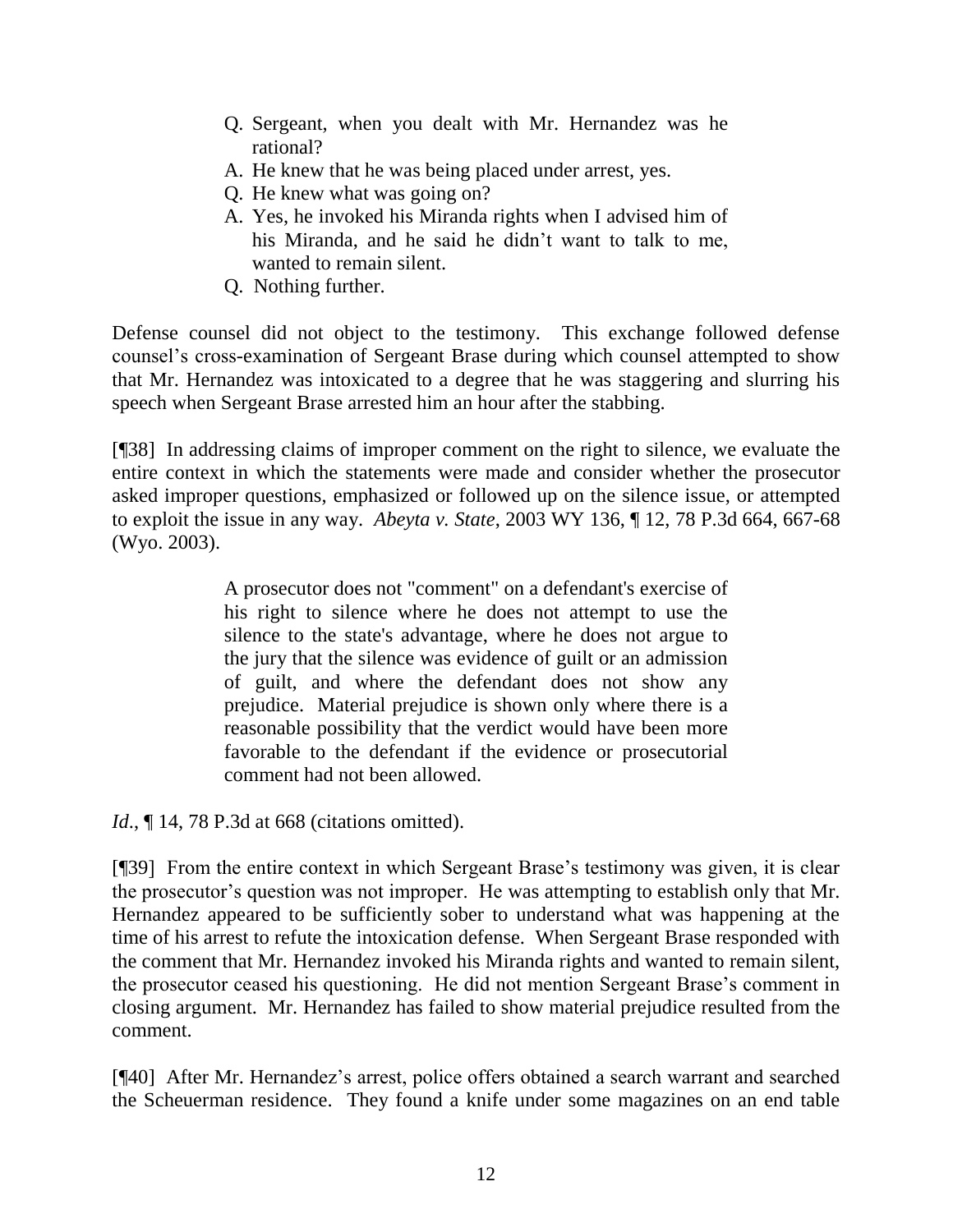> Q. Sergeant, when you dealt with Mr. Hernandez was he rational?
>
> A. He knew that he was being placed under arrest, yes.
>
> Q. He knew what was going on?
>
> A. Yes, he invoked his Miranda rights when I advised him of his Miranda, and he said he didn't want to talk to me, wanted to remain silent.
>
> Q. Nothing further.

Defense counsel did not object to the testimony. This exchange followed defense counsel's cross-examination of Sergeant Brase during which counsel attempted to show that Mr. Hernandez was intoxicated to a degree that he was staggering and slurring his speech when Sergeant Brase arrested him an hour after the stabbing.

[¶38] In addressing claims of improper comment on the right to silence, we evaluate the entire context in which the statements were made and consider whether the prosecutor asked improper questions, emphasized or followed up on the silence issue, or attempted to exploit the issue in any way. *Abeyta v. State*, 2003 WY 136, ¶ 12, 78 P.3d 664, 667-68 (Wyo. 2003).

> A prosecutor does not "comment" on a defendant's exercise of his right to silence where he does not attempt to use the silence to the state's advantage, where he does not argue to the jury that the silence was evidence of guilt or an admission of guilt, and where the defendant does not show any prejudice. Material prejudice is shown only where there is a reasonable possibility that the verdict would have been more favorable to the defendant if the evidence or prosecutorial comment had not been allowed.

*Id.*, ¶ 14, 78 P.3d at 668 (citations omitted).

[¶39] From the entire context in which Sergeant Brase's testimony was given, it is clear the prosecutor's question was not improper. He was attempting to establish only that Mr. Hernandez appeared to be sufficiently sober to understand what was happening at the time of his arrest to refute the intoxication defense. When Sergeant Brase responded with the comment that Mr. Hernandez invoked his Miranda rights and wanted to remain silent, the prosecutor ceased his questioning. He did not mention Sergeant Brase's comment in closing argument. Mr. Hernandez has failed to show material prejudice resulted from the comment.

[¶40] After Mr. Hernandez's arrest, police offers obtained a search warrant and searched the Scheuerman residence. They found a knife under some magazines on an end table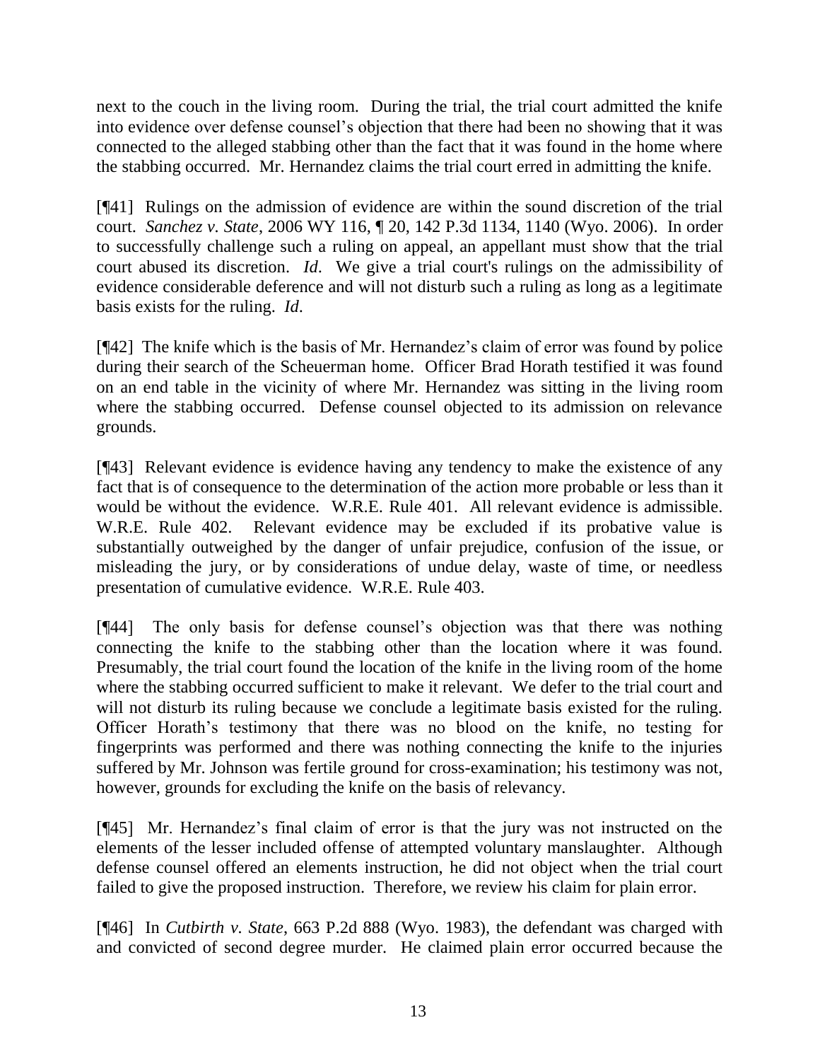next to the couch in the living room. During the trial, the trial court admitted the knife into evidence over defense counsel's objection that there had been no showing that it was connected to the alleged stabbing other than the fact that it was found in the home where the stabbing occurred. Mr. Hernandez claims the trial court erred in admitting the knife.

[¶41] Rulings on the admission of evidence are within the sound discretion of the trial court. *Sanchez v. State*, 2006 WY 116, ¶ 20, 142 P.3d 1134, 1140 (Wyo. 2006). In order to successfully challenge such a ruling on appeal, an appellant must show that the trial court abused its discretion. *Id*. We give a trial court's rulings on the admissibility of evidence considerable deference and will not disturb such a ruling as long as a legitimate basis exists for the ruling. *Id*.

[¶42] The knife which is the basis of Mr. Hernandez's claim of error was found by police during their search of the Scheuerman home. Officer Brad Horath testified it was found on an end table in the vicinity of where Mr. Hernandez was sitting in the living room where the stabbing occurred. Defense counsel objected to its admission on relevance grounds.

[¶43] Relevant evidence is evidence having any tendency to make the existence of any fact that is of consequence to the determination of the action more probable or less than it would be without the evidence. W.R.E. Rule 401. All relevant evidence is admissible. W.R.E. Rule 402. Relevant evidence may be excluded if its probative value is substantially outweighed by the danger of unfair prejudice, confusion of the issue, or misleading the jury, or by considerations of undue delay, waste of time, or needless presentation of cumulative evidence. W.R.E. Rule 403.

[¶44] The only basis for defense counsel's objection was that there was nothing connecting the knife to the stabbing other than the location where it was found. Presumably, the trial court found the location of the knife in the living room of the home where the stabbing occurred sufficient to make it relevant. We defer to the trial court and will not disturb its ruling because we conclude a legitimate basis existed for the ruling. Officer Horath's testimony that there was no blood on the knife, no testing for fingerprints was performed and there was nothing connecting the knife to the injuries suffered by Mr. Johnson was fertile ground for cross-examination; his testimony was not, however, grounds for excluding the knife on the basis of relevancy.

[¶45] Mr. Hernandez's final claim of error is that the jury was not instructed on the elements of the lesser included offense of attempted voluntary manslaughter. Although defense counsel offered an elements instruction, he did not object when the trial court failed to give the proposed instruction. Therefore, we review his claim for plain error.

[¶46] In *Cutbirth v. State*, 663 P.2d 888 (Wyo. 1983), the defendant was charged with and convicted of second degree murder. He claimed plain error occurred because the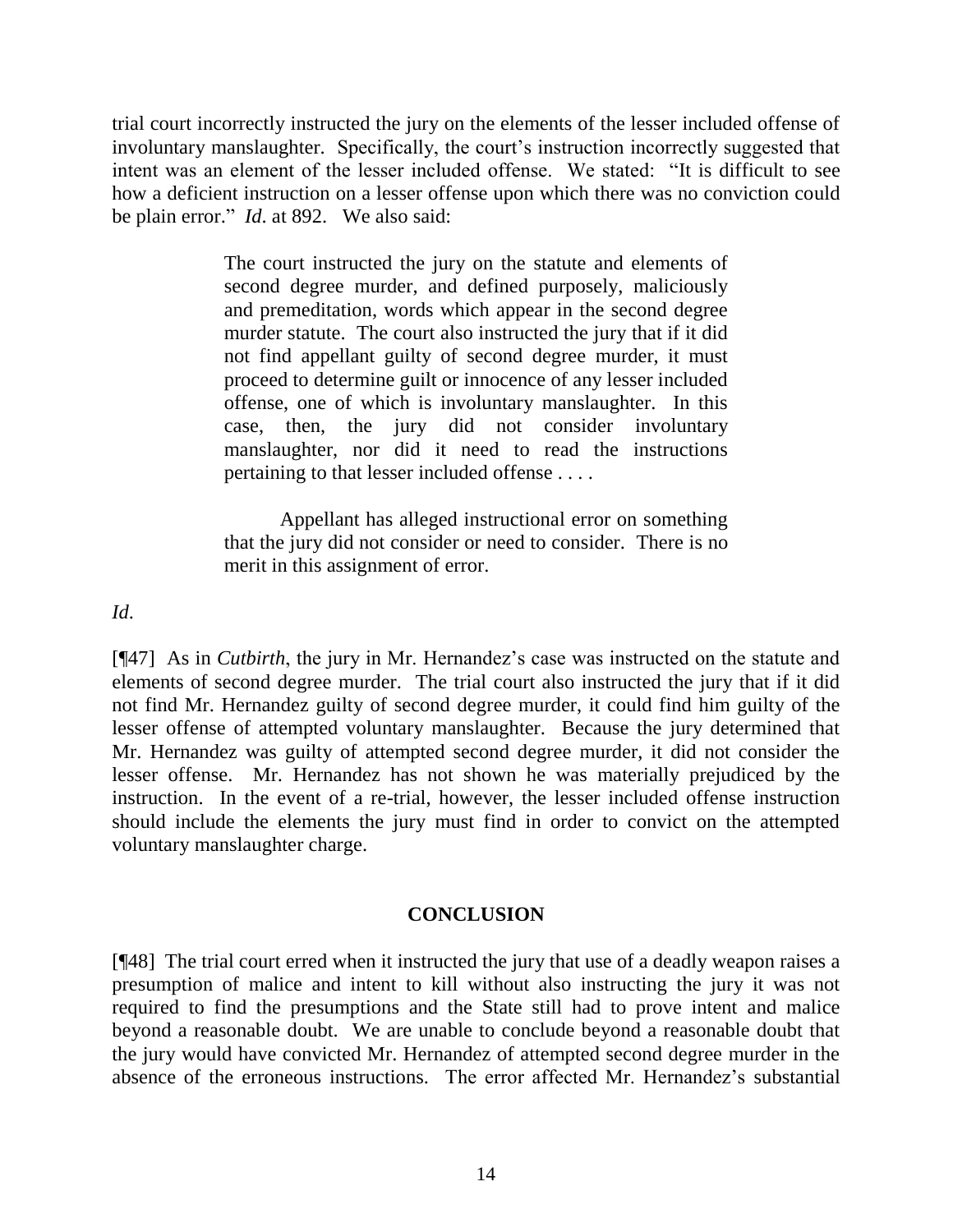trial court incorrectly instructed the jury on the elements of the lesser included offense of involuntary manslaughter. Specifically, the court's instruction incorrectly suggested that intent was an element of the lesser included offense. We stated: "It is difficult to see how a deficient instruction on a lesser offense upon which there was no conviction could be plain error." *Id*. at 892. We also said:

> The court instructed the jury on the statute and elements of second degree murder, and defined purposely, maliciously and premeditation, words which appear in the second degree murder statute. The court also instructed the jury that if it did not find appellant guilty of second degree murder, it must proceed to determine guilt or innocence of any lesser included offense, one of which is involuntary manslaughter. In this case, then, the jury did not consider involuntary manslaughter, nor did it need to read the instructions pertaining to that lesser included offense . . . .
>
> Appellant has alleged instructional error on something that the jury did not consider or need to consider. There is no merit in this assignment of error.

*Id*.

[¶47] As in *Cutbirth*, the jury in Mr. Hernandez's case was instructed on the statute and elements of second degree murder. The trial court also instructed the jury that if it did not find Mr. Hernandez guilty of second degree murder, it could find him guilty of the lesser offense of attempted voluntary manslaughter. Because the jury determined that Mr. Hernandez was guilty of attempted second degree murder, it did not consider the lesser offense. Mr. Hernandez has not shown he was materially prejudiced by the instruction. In the event of a re-trial, however, the lesser included offense instruction should include the elements the jury must find in order to convict on the attempted voluntary manslaughter charge.

## CONCLUSION

[¶48] The trial court erred when it instructed the jury that use of a deadly weapon raises a presumption of malice and intent to kill without also instructing the jury it was not required to find the presumptions and the State still had to prove intent and malice beyond a reasonable doubt. We are unable to conclude beyond a reasonable doubt that the jury would have convicted Mr. Hernandez of attempted second degree murder in the absence of the erroneous instructions. The error affected Mr. Hernandez's substantial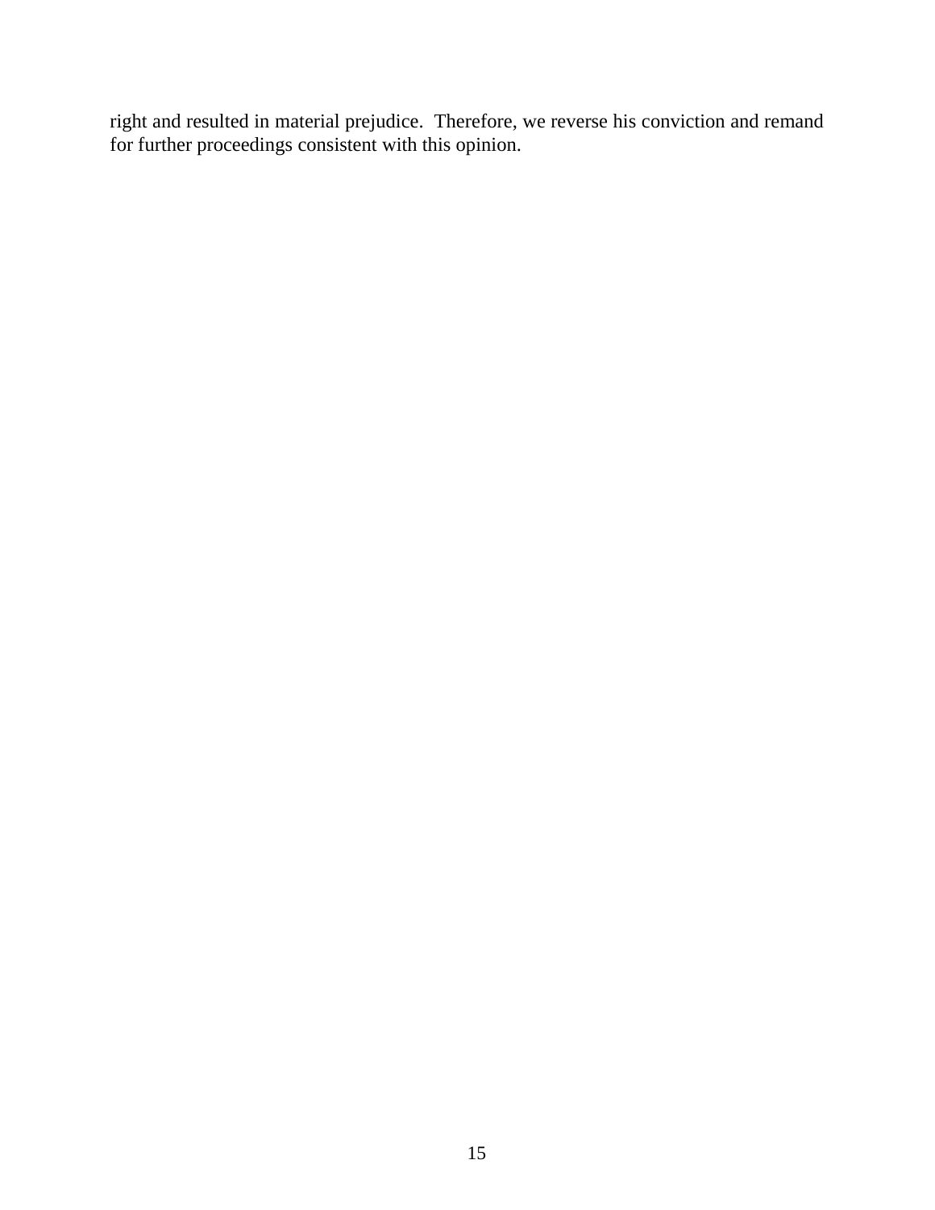right and resulted in material prejudice. Therefore, we reverse his conviction and remand for further proceedings consistent with this opinion.